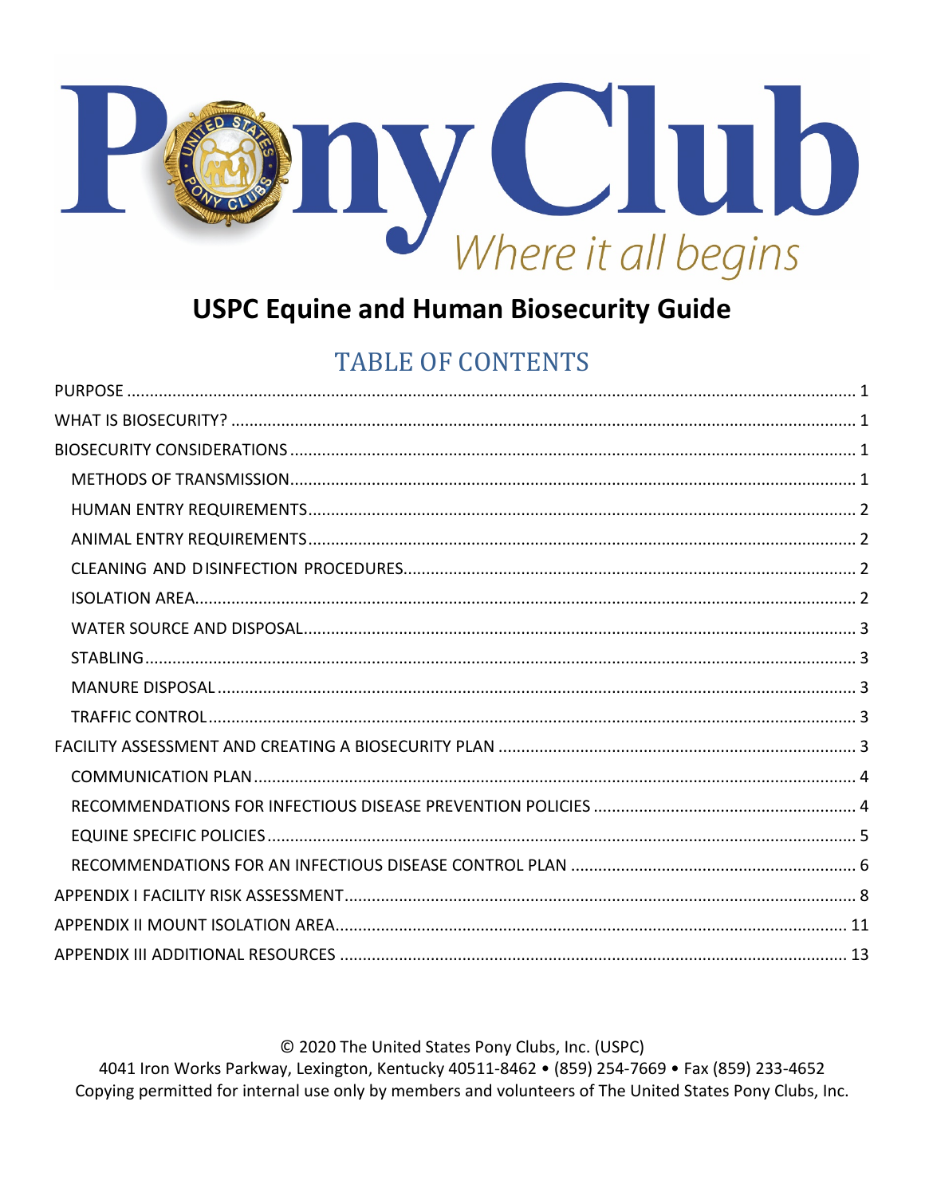# USPC Equine and Human Biosecurity Guide

## TABLE OF CONTENTS

- PURPOSE ....... 1
- WHAT IS BIOSECURITY? ....... 1
- BIOSECURITY CONSIDERATIONS ....... 1
  - METHODS OF TRANSMISSION ....... 1
  - HUMAN ENTRY REQUIREMENTS ....... 2
  - ANIMAL ENTRY REQUIREMENTS ....... 2
  - CLEANING AND DISINFECTION PROCEDURES ....... 2
  - ISOLATION AREA ....... 2
  - WATER SOURCE AND DISPOSAL ....... 3
  - STABLING ....... 3
  - MANURE DISPOSAL ....... 3
  - TRAFFIC CONTROL ....... 3
- FACILITY ASSESSMENT AND CREATING A BIOSECURITY PLAN ....... 3
  - COMMUNICATION PLAN ....... 4
  - RECOMMENDATIONS FOR INFECTIOUS DISEASE PREVENTION POLICIES ....... 4
  - EQUINE SPECIFIC POLICIES ....... 5
  - RECOMMENDATIONS FOR AN INFECTIOUS DISEASE CONTROL PLAN ....... 6
- APPENDIX I FACILITY RISK ASSESSMENT ....... 8
- APPENDIX II MOUNT ISOLATION AREA ....... 11
- APPENDIX III ADDITIONAL RESOURCES ....... 13

© 2020 The United States Pony Clubs, Inc. (USPC)
4041 Iron Works Parkway, Lexington, Kentucky 40511-8462 • (859) 254-7669 • Fax (859) 233-4652
Copying permitted for internal use only by members and volunteers of The United States Pony Clubs, Inc.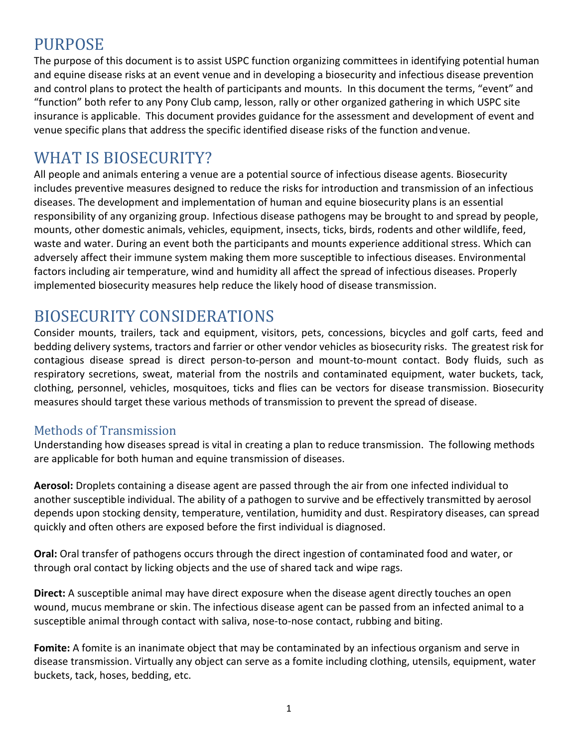# PURPOSE

The purpose of this document is to assist USPC function organizing committees in identifying potential human and equine disease risks at an event venue and in developing a biosecurity and infectious disease prevention and control plans to protect the health of participants and mounts. In this document the terms, "event" and "function" both refer to any Pony Club camp, lesson, rally or other organized gathering in which USPC site insurance is applicable. This document provides guidance for the assessment and development of event and venue specific plans that address the specific identified disease risks of the function and venue.

# WHAT IS BIOSECURITY?

All people and animals entering a venue are a potential source of infectious disease agents. Biosecurity includes preventive measures designed to reduce the risks for introduction and transmission of an infectious diseases. The development and implementation of human and equine biosecurity plans is an essential responsibility of any organizing group. Infectious disease pathogens may be brought to and spread by people, mounts, other domestic animals, vehicles, equipment, insects, ticks, birds, rodents and other wildlife, feed, waste and water. During an event both the participants and mounts experience additional stress. Which can adversely affect their immune system making them more susceptible to infectious diseases. Environmental factors including air temperature, wind and humidity all affect the spread of infectious diseases. Properly implemented biosecurity measures help reduce the likely hood of disease transmission.

# BIOSECURITY CONSIDERATIONS

Consider mounts, trailers, tack and equipment, visitors, pets, concessions, bicycles and golf carts, feed and bedding delivery systems, tractors and farrier or other vendor vehicles as biosecurity risks. The greatest risk for contagious disease spread is direct person-to-person and mount-to-mount contact. Body fluids, such as respiratory secretions, sweat, material from the nostrils and contaminated equipment, water buckets, tack, clothing, personnel, vehicles, mosquitoes, ticks and flies can be vectors for disease transmission. Biosecurity measures should target these various methods of transmission to prevent the spread of disease.

## Methods of Transmission

Understanding how diseases spread is vital in creating a plan to reduce transmission. The following methods are applicable for both human and equine transmission of diseases.

**Aerosol:** Droplets containing a disease agent are passed through the air from one infected individual to another susceptible individual. The ability of a pathogen to survive and be effectively transmitted by aerosol depends upon stocking density, temperature, ventilation, humidity and dust. Respiratory diseases, can spread quickly and often others are exposed before the first individual is diagnosed.

**Oral:** Oral transfer of pathogens occurs through the direct ingestion of contaminated food and water, or through oral contact by licking objects and the use of shared tack and wipe rags.

**Direct:** A susceptible animal may have direct exposure when the disease agent directly touches an open wound, mucus membrane or skin. The infectious disease agent can be passed from an infected animal to a susceptible animal through contact with saliva, nose-to-nose contact, rubbing and biting.

**Fomite:** A fomite is an inanimate object that may be contaminated by an infectious organism and serve in disease transmission. Virtually any object can serve as a fomite including clothing, utensils, equipment, water buckets, tack, hoses, bedding, etc.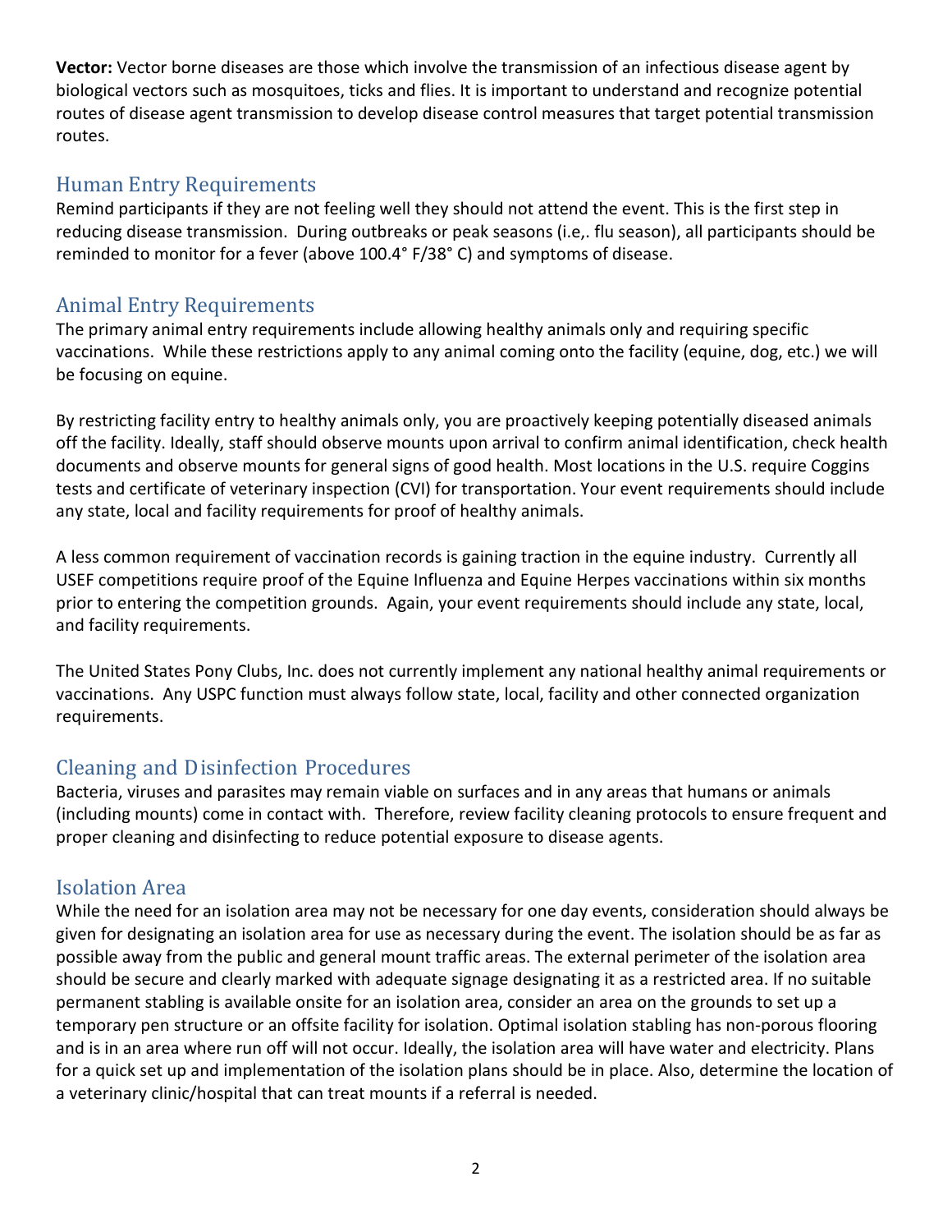**Vector:** Vector borne diseases are those which involve the transmission of an infectious disease agent by biological vectors such as mosquitoes, ticks and flies. It is important to understand and recognize potential routes of disease agent transmission to develop disease control measures that target potential transmission routes.

## Human Entry Requirements

Remind participants if they are not feeling well they should not attend the event. This is the first step in reducing disease transmission. During outbreaks or peak seasons (i.e,. flu season), all participants should be reminded to monitor for a fever (above 100.4° F/38° C) and symptoms of disease.

## Animal Entry Requirements

The primary animal entry requirements include allowing healthy animals only and requiring specific vaccinations. While these restrictions apply to any animal coming onto the facility (equine, dog, etc.) we will be focusing on equine.

By restricting facility entry to healthy animals only, you are proactively keeping potentially diseased animals off the facility. Ideally, staff should observe mounts upon arrival to confirm animal identification, check health documents and observe mounts for general signs of good health. Most locations in the U.S. require Coggins tests and certificate of veterinary inspection (CVI) for transportation. Your event requirements should include any state, local and facility requirements for proof of healthy animals.

A less common requirement of vaccination records is gaining traction in the equine industry. Currently all USEF competitions require proof of the Equine Influenza and Equine Herpes vaccinations within six months prior to entering the competition grounds. Again, your event requirements should include any state, local, and facility requirements.

The United States Pony Clubs, Inc. does not currently implement any national healthy animal requirements or vaccinations. Any USPC function must always follow state, local, facility and other connected organization requirements.

## Cleaning and Disinfection Procedures

Bacteria, viruses and parasites may remain viable on surfaces and in any areas that humans or animals (including mounts) come in contact with. Therefore, review facility cleaning protocols to ensure frequent and proper cleaning and disinfecting to reduce potential exposure to disease agents.

## Isolation Area

While the need for an isolation area may not be necessary for one day events, consideration should always be given for designating an isolation area for use as necessary during the event. The isolation should be as far as possible away from the public and general mount traffic areas. The external perimeter of the isolation area should be secure and clearly marked with adequate signage designating it as a restricted area. If no suitable permanent stabling is available onsite for an isolation area, consider an area on the grounds to set up a temporary pen structure or an offsite facility for isolation. Optimal isolation stabling has non-porous flooring and is in an area where run off will not occur. Ideally, the isolation area will have water and electricity. Plans for a quick set up and implementation of the isolation plans should be in place. Also, determine the location of a veterinary clinic/hospital that can treat mounts if a referral is needed.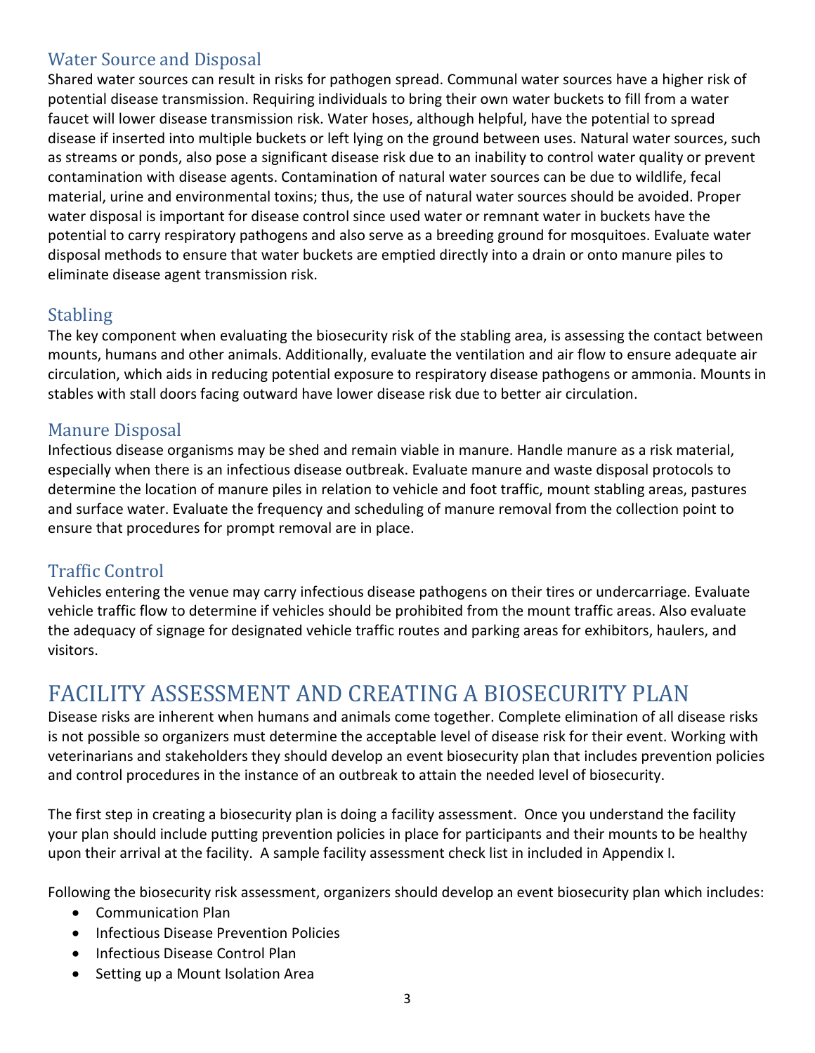### Water Source and Disposal

Shared water sources can result in risks for pathogen spread. Communal water sources have a higher risk of potential disease transmission. Requiring individuals to bring their own water buckets to fill from a water faucet will lower disease transmission risk. Water hoses, although helpful, have the potential to spread disease if inserted into multiple buckets or left lying on the ground between uses. Natural water sources, such as streams or ponds, also pose a significant disease risk due to an inability to control water quality or prevent contamination with disease agents. Contamination of natural water sources can be due to wildlife, fecal material, urine and environmental toxins; thus, the use of natural water sources should be avoided. Proper water disposal is important for disease control since used water or remnant water in buckets have the potential to carry respiratory pathogens and also serve as a breeding ground for mosquitoes. Evaluate water disposal methods to ensure that water buckets are emptied directly into a drain or onto manure piles to eliminate disease agent transmission risk.

### Stabling

The key component when evaluating the biosecurity risk of the stabling area, is assessing the contact between mounts, humans and other animals. Additionally, evaluate the ventilation and air flow to ensure adequate air circulation, which aids in reducing potential exposure to respiratory disease pathogens or ammonia. Mounts in stables with stall doors facing outward have lower disease risk due to better air circulation.

### Manure Disposal

Infectious disease organisms may be shed and remain viable in manure. Handle manure as a risk material, especially when there is an infectious disease outbreak. Evaluate manure and waste disposal protocols to determine the location of manure piles in relation to vehicle and foot traffic, mount stabling areas, pastures and surface water. Evaluate the frequency and scheduling of manure removal from the collection point to ensure that procedures for prompt removal are in place.

### Traffic Control

Vehicles entering the venue may carry infectious disease pathogens on their tires or undercarriage. Evaluate vehicle traffic flow to determine if vehicles should be prohibited from the mount traffic areas. Also evaluate the adequacy of signage for designated vehicle traffic routes and parking areas for exhibitors, haulers, and visitors.

## FACILITY ASSESSMENT AND CREATING A BIOSECURITY PLAN

Disease risks are inherent when humans and animals come together. Complete elimination of all disease risks is not possible so organizers must determine the acceptable level of disease risk for their event. Working with veterinarians and stakeholders they should develop an event biosecurity plan that includes prevention policies and control procedures in the instance of an outbreak to attain the needed level of biosecurity.

The first step in creating a biosecurity plan is doing a facility assessment. Once you understand the facility your plan should include putting prevention policies in place for participants and their mounts to be healthy upon their arrival at the facility. A sample facility assessment check list in included in Appendix I.

Following the biosecurity risk assessment, organizers should develop an event biosecurity plan which includes:

- Communication Plan
- Infectious Disease Prevention Policies
- Infectious Disease Control Plan
- Setting up a Mount Isolation Area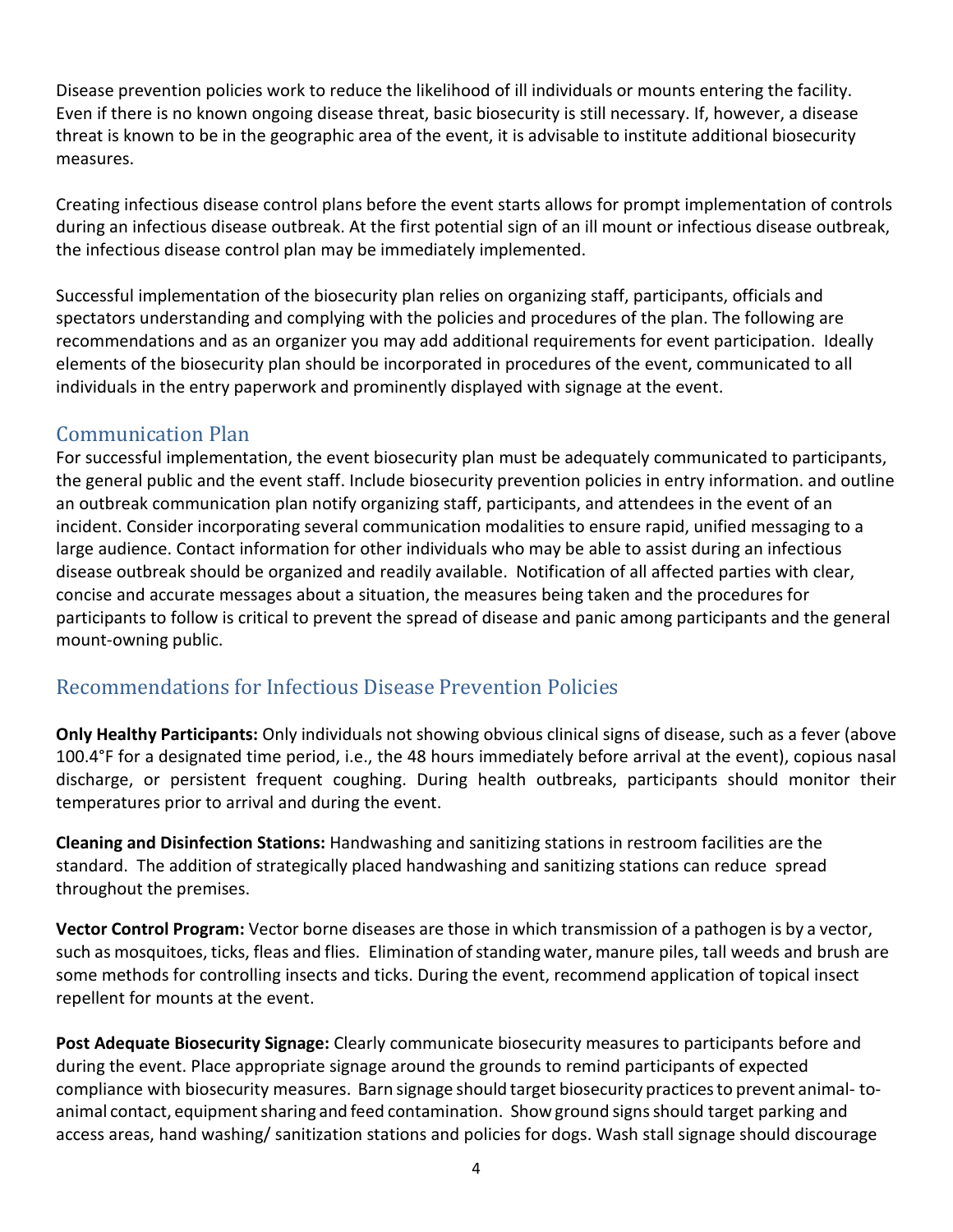Disease prevention policies work to reduce the likelihood of ill individuals or mounts entering the facility. Even if there is no known ongoing disease threat, basic biosecurity is still necessary. If, however, a disease threat is known to be in the geographic area of the event, it is advisable to institute additional biosecurity measures.

Creating infectious disease control plans before the event starts allows for prompt implementation of controls during an infectious disease outbreak. At the first potential sign of an ill mount or infectious disease outbreak, the infectious disease control plan may be immediately implemented.

Successful implementation of the biosecurity plan relies on organizing staff, participants, officials and spectators understanding and complying with the policies and procedures of the plan. The following are recommendations and as an organizer you may add additional requirements for event participation. Ideally elements of the biosecurity plan should be incorporated in procedures of the event, communicated to all individuals in the entry paperwork and prominently displayed with signage at the event.

## Communication Plan

For successful implementation, the event biosecurity plan must be adequately communicated to participants, the general public and the event staff. Include biosecurity prevention policies in entry information. and outline an outbreak communication plan notify organizing staff, participants, and attendees in the event of an incident. Consider incorporating several communication modalities to ensure rapid, unified messaging to a large audience. Contact information for other individuals who may be able to assist during an infectious disease outbreak should be organized and readily available. Notification of all affected parties with clear, concise and accurate messages about a situation, the measures being taken and the procedures for participants to follow is critical to prevent the spread of disease and panic among participants and the general mount-owning public.

## Recommendations for Infectious Disease Prevention Policies

**Only Healthy Participants:** Only individuals not showing obvious clinical signs of disease, such as a fever (above 100.4°F for a designated time period, i.e., the 48 hours immediately before arrival at the event), copious nasal discharge, or persistent frequent coughing. During health outbreaks, participants should monitor their temperatures prior to arrival and during the event.

**Cleaning and Disinfection Stations:** Handwashing and sanitizing stations in restroom facilities are the standard. The addition of strategically placed handwashing and sanitizing stations can reduce spread throughout the premises.

**Vector Control Program:** Vector borne diseases are those in which transmission of a pathogen is by a vector, such as mosquitoes, ticks, fleas and flies. Elimination of standing water, manure piles, tall weeds and brush are some methods for controlling insects and ticks. During the event, recommend application of topical insect repellent for mounts at the event.

**Post Adequate Biosecurity Signage:** Clearly communicate biosecurity measures to participants before and during the event. Place appropriate signage around the grounds to remind participants of expected compliance with biosecurity measures. Barn signage should target biosecurity practices to prevent animal- to-animal contact, equipment sharing and feed contamination. Show ground signs should target parking and access areas, hand washing/ sanitization stations and policies for dogs. Wash stall signage should discourage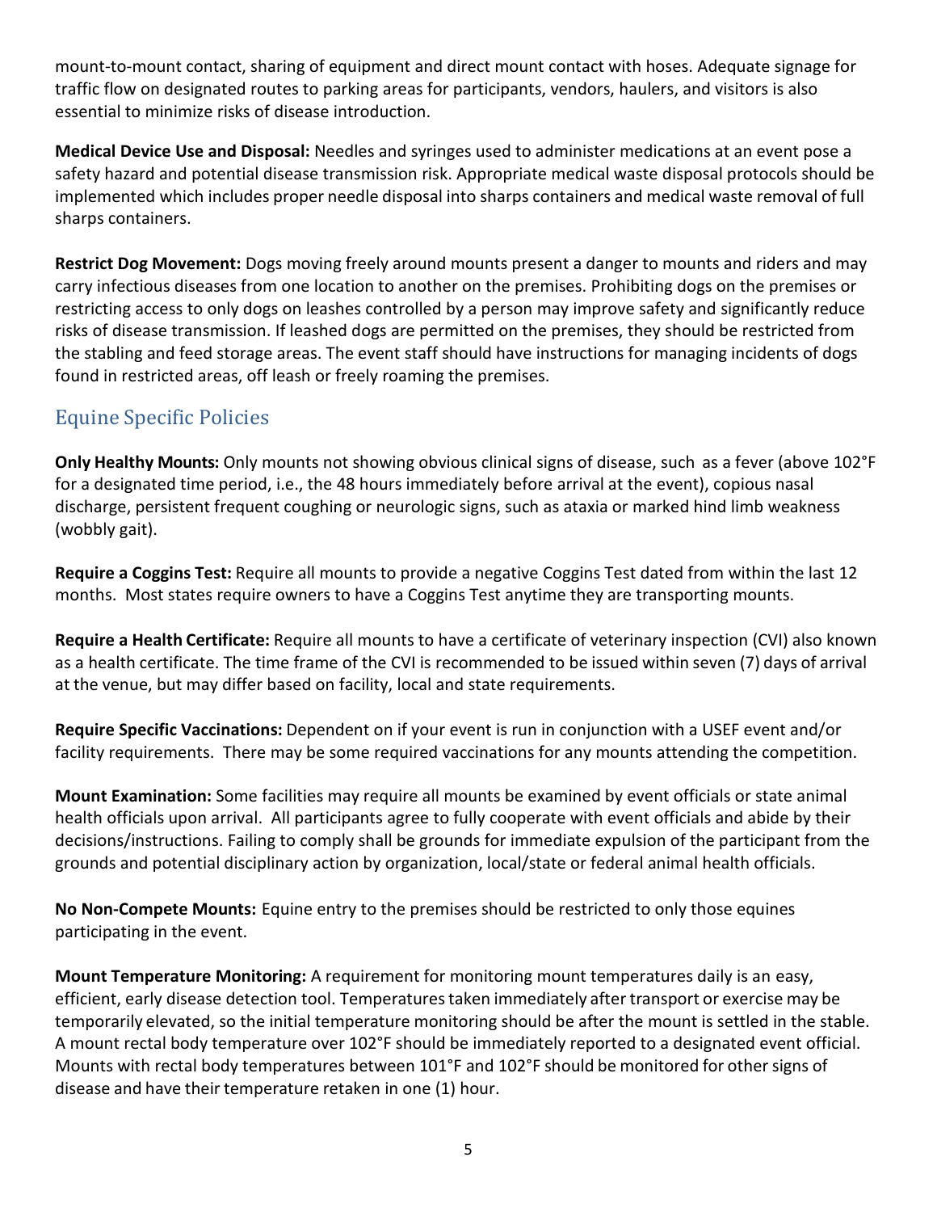mount-to-mount contact, sharing of equipment and direct mount contact with hoses. Adequate signage for traffic flow on designated routes to parking areas for participants, vendors, haulers, and visitors is also essential to minimize risks of disease introduction.

**Medical Device Use and Disposal:** Needles and syringes used to administer medications at an event pose a safety hazard and potential disease transmission risk. Appropriate medical waste disposal protocols should be implemented which includes proper needle disposal into sharps containers and medical waste removal of full sharps containers.

**Restrict Dog Movement:** Dogs moving freely around mounts present a danger to mounts and riders and may carry infectious diseases from one location to another on the premises. Prohibiting dogs on the premises or restricting access to only dogs on leashes controlled by a person may improve safety and significantly reduce risks of disease transmission. If leashed dogs are permitted on the premises, they should be restricted from the stabling and feed storage areas. The event staff should have instructions for managing incidents of dogs found in restricted areas, off leash or freely roaming the premises.

## Equine Specific Policies

**Only Healthy Mounts:** Only mounts not showing obvious clinical signs of disease, such as a fever (above 102°F for a designated time period, i.e., the 48 hours immediately before arrival at the event), copious nasal discharge, persistent frequent coughing or neurologic signs, such as ataxia or marked hind limb weakness (wobbly gait).

**Require a Coggins Test:** Require all mounts to provide a negative Coggins Test dated from within the last 12 months. Most states require owners to have a Coggins Test anytime they are transporting mounts.

**Require a Health Certificate:** Require all mounts to have a certificate of veterinary inspection (CVI) also known as a health certificate. The time frame of the CVI is recommended to be issued within seven (7) days of arrival at the venue, but may differ based on facility, local and state requirements.

**Require Specific Vaccinations:** Dependent on if your event is run in conjunction with a USEF event and/or facility requirements. There may be some required vaccinations for any mounts attending the competition.

**Mount Examination:** Some facilities may require all mounts be examined by event officials or state animal health officials upon arrival. All participants agree to fully cooperate with event officials and abide by their decisions/instructions. Failing to comply shall be grounds for immediate expulsion of the participant from the grounds and potential disciplinary action by organization, local/state or federal animal health officials.

**No Non-Compete Mounts:** Equine entry to the premises should be restricted to only those equines participating in the event.

**Mount Temperature Monitoring:** A requirement for monitoring mount temperatures daily is an easy, efficient, early disease detection tool. Temperatures taken immediately after transport or exercise may be temporarily elevated, so the initial temperature monitoring should be after the mount is settled in the stable. A mount rectal body temperature over 102°F should be immediately reported to a designated event official. Mounts with rectal body temperatures between 101°F and 102°F should be monitored for other signs of disease and have their temperature retaken in one (1) hour.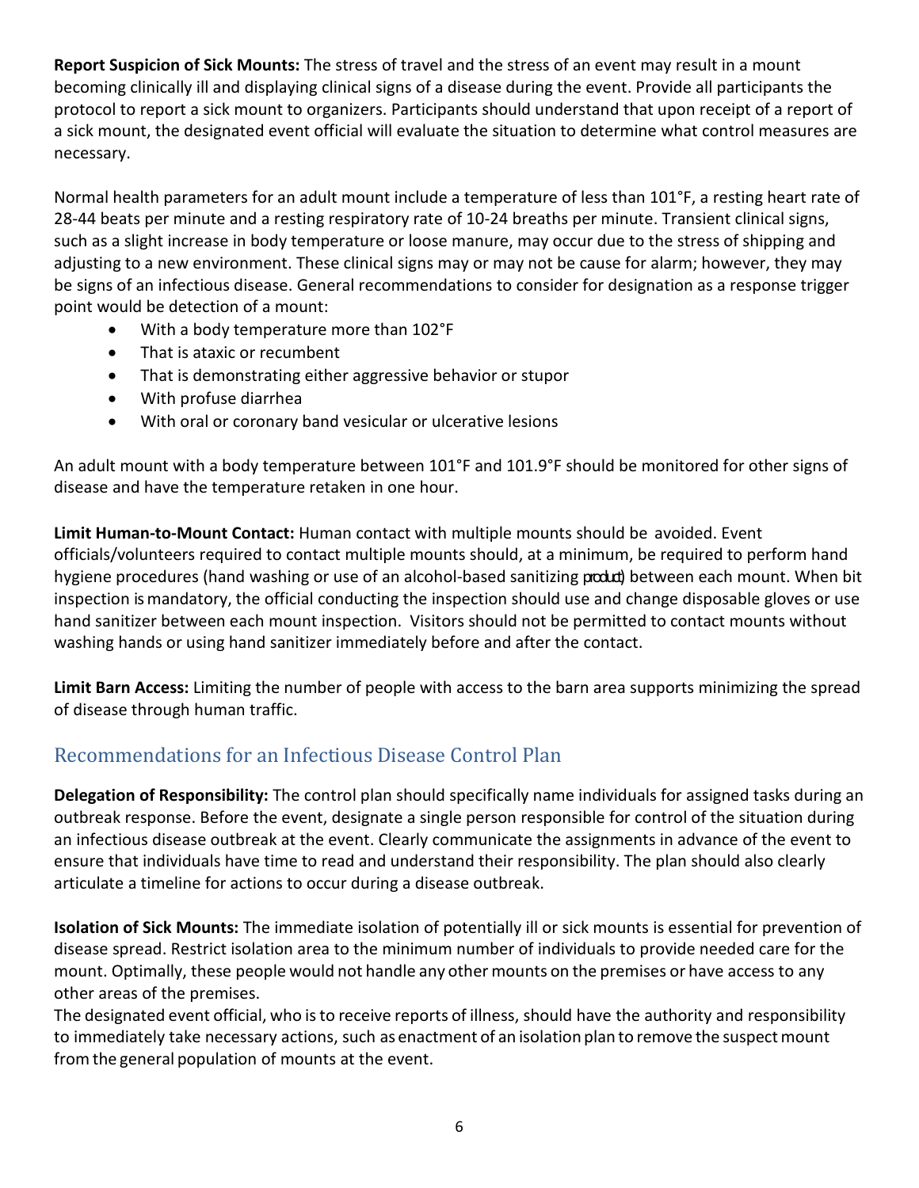**Report Suspicion of Sick Mounts:** The stress of travel and the stress of an event may result in a mount becoming clinically ill and displaying clinical signs of a disease during the event. Provide all participants the protocol to report a sick mount to organizers. Participants should understand that upon receipt of a report of a sick mount, the designated event official will evaluate the situation to determine what control measures are necessary.

Normal health parameters for an adult mount include a temperature of less than 101°F, a resting heart rate of 28-44 beats per minute and a resting respiratory rate of 10-24 breaths per minute. Transient clinical signs, such as a slight increase in body temperature or loose manure, may occur due to the stress of shipping and adjusting to a new environment. These clinical signs may or may not be cause for alarm; however, they may be signs of an infectious disease. General recommendations to consider for designation as a response trigger point would be detection of a mount:

- With a body temperature more than 102°F
- That is ataxic or recumbent
- That is demonstrating either aggressive behavior or stupor
- With profuse diarrhea
- With oral or coronary band vesicular or ulcerative lesions

An adult mount with a body temperature between 101°F and 101.9°F should be monitored for other signs of disease and have the temperature retaken in one hour.

**Limit Human-to-Mount Contact:** Human contact with multiple mounts should be avoided. Event officials/volunteers required to contact multiple mounts should, at a minimum, be required to perform hand hygiene procedures (hand washing or use of an alcohol-based sanitizing product) between each mount. When bit inspection is mandatory, the official conducting the inspection should use and change disposable gloves or use hand sanitizer between each mount inspection. Visitors should not be permitted to contact mounts without washing hands or using hand sanitizer immediately before and after the contact.

**Limit Barn Access:** Limiting the number of people with access to the barn area supports minimizing the spread of disease through human traffic.

## Recommendations for an Infectious Disease Control Plan

**Delegation of Responsibility:** The control plan should specifically name individuals for assigned tasks during an outbreak response. Before the event, designate a single person responsible for control of the situation during an infectious disease outbreak at the event. Clearly communicate the assignments in advance of the event to ensure that individuals have time to read and understand their responsibility. The plan should also clearly articulate a timeline for actions to occur during a disease outbreak.

**Isolation of Sick Mounts:** The immediate isolation of potentially ill or sick mounts is essential for prevention of disease spread. Restrict isolation area to the minimum number of individuals to provide needed care for the mount. Optimally, these people would not handle any other mounts on the premises or have access to any other areas of the premises.

The designated event official, who is to receive reports of illness, should have the authority and responsibility to immediately take necessary actions, such as enactment of an isolation plan to remove the suspect mount from the general population of mounts at the event.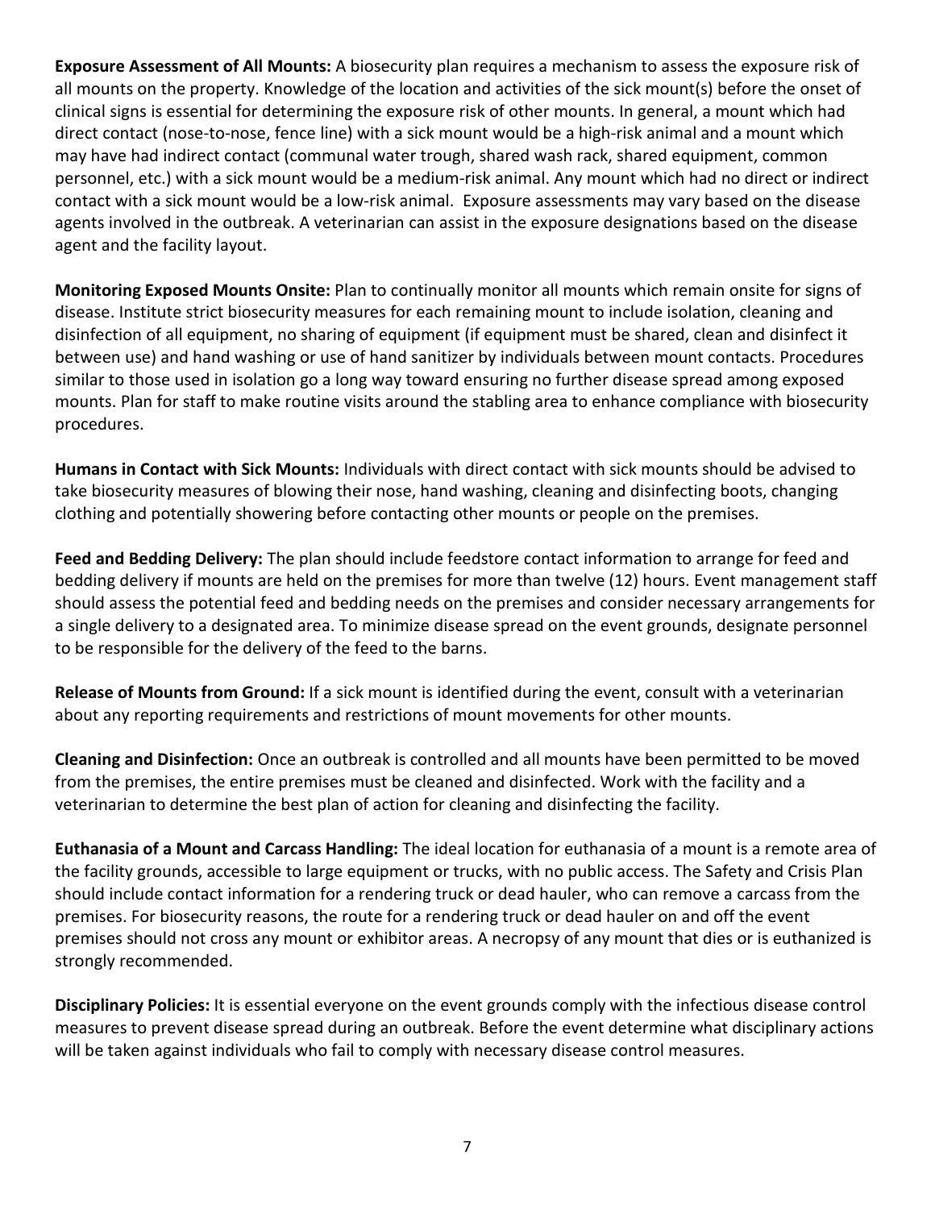**Exposure Assessment of All Mounts:** A biosecurity plan requires a mechanism to assess the exposure risk of all mounts on the property. Knowledge of the location and activities of the sick mount(s) before the onset of clinical signs is essential for determining the exposure risk of other mounts. In general, a mount which had direct contact (nose-to-nose, fence line) with a sick mount would be a high-risk animal and a mount which may have had indirect contact (communal water trough, shared wash rack, shared equipment, common personnel, etc.) with a sick mount would be a medium-risk animal. Any mount which had no direct or indirect contact with a sick mount would be a low-risk animal. Exposure assessments may vary based on the disease agents involved in the outbreak. A veterinarian can assist in the exposure designations based on the disease agent and the facility layout.

**Monitoring Exposed Mounts Onsite:** Plan to continually monitor all mounts which remain onsite for signs of disease. Institute strict biosecurity measures for each remaining mount to include isolation, cleaning and disinfection of all equipment, no sharing of equipment (if equipment must be shared, clean and disinfect it between use) and hand washing or use of hand sanitizer by individuals between mount contacts. Procedures similar to those used in isolation go a long way toward ensuring no further disease spread among exposed mounts. Plan for staff to make routine visits around the stabling area to enhance compliance with biosecurity procedures.

**Humans in Contact with Sick Mounts:** Individuals with direct contact with sick mounts should be advised to take biosecurity measures of blowing their nose, hand washing, cleaning and disinfecting boots, changing clothing and potentially showering before contacting other mounts or people on the premises.

**Feed and Bedding Delivery:** The plan should include feedstore contact information to arrange for feed and bedding delivery if mounts are held on the premises for more than twelve (12) hours. Event management staff should assess the potential feed and bedding needs on the premises and consider necessary arrangements for a single delivery to a designated area. To minimize disease spread on the event grounds, designate personnel to be responsible for the delivery of the feed to the barns.

**Release of Mounts from Ground:** If a sick mount is identified during the event, consult with a veterinarian about any reporting requirements and restrictions of mount movements for other mounts.

**Cleaning and Disinfection:** Once an outbreak is controlled and all mounts have been permitted to be moved from the premises, the entire premises must be cleaned and disinfected. Work with the facility and a veterinarian to determine the best plan of action for cleaning and disinfecting the facility.

**Euthanasia of a Mount and Carcass Handling:** The ideal location for euthanasia of a mount is a remote area of the facility grounds, accessible to large equipment or trucks, with no public access. The Safety and Crisis Plan should include contact information for a rendering truck or dead hauler, who can remove a carcass from the premises. For biosecurity reasons, the route for a rendering truck or dead hauler on and off the event premises should not cross any mount or exhibitor areas. A necropsy of any mount that dies or is euthanized is strongly recommended.

**Disciplinary Policies:** It is essential everyone on the event grounds comply with the infectious disease control measures to prevent disease spread during an outbreak. Before the event determine what disciplinary actions will be taken against individuals who fail to comply with necessary disease control measures.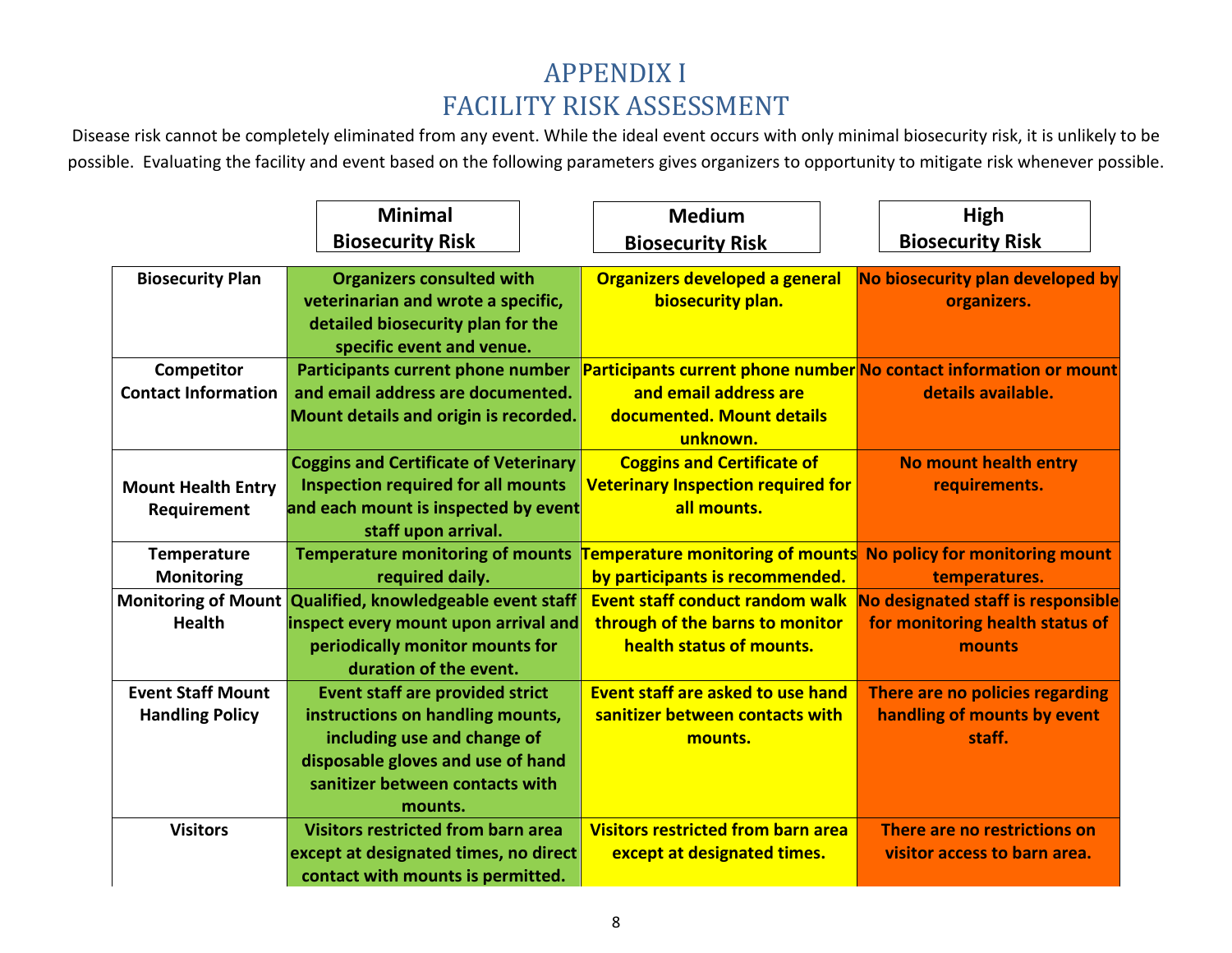# APPENDIX I
# FACILITY RISK ASSESSMENT

Disease risk cannot be completely eliminated from any event. While the ideal event occurs with only minimal biosecurity risk, it is unlikely to be possible. Evaluating the facility and event based on the following parameters gives organizers to opportunity to mitigate risk whenever possible.

| | Minimal Biosecurity Risk | Medium Biosecurity Risk | High Biosecurity Risk |
|---|---|---|---|
| **Biosecurity Plan** | Organizers consulted with veterinarian and wrote a specific, detailed biosecurity plan for the specific event and venue. | Organizers developed a general biosecurity plan. | No biosecurity plan developed by organizers. |
| **Competitor Contact Information** | Participants current phone number and email address are documented. Mount details and origin is recorded. | Participants current phone number and email address are documented. Mount details unknown. | No contact information or mount details available. |
| **Mount Health Entry Requirement** | Coggins and Certificate of Veterinary Inspection required for all mounts and each mount is inspected by event staff upon arrival. | Coggins and Certificate of Veterinary Inspection required for all mounts. | No mount health entry requirements. |
| **Temperature Monitoring** | Temperature monitoring of mounts required daily. | Temperature monitoring of mounts by participants is recommended. | No policy for monitoring mount temperatures. |
| **Monitoring of Mount Health** | Qualified, knowledgeable event staff inspect every mount upon arrival and periodically monitor mounts for duration of the event. | Event staff conduct random walk through of the barns to monitor health status of mounts. | No designated staff is responsible for monitoring health status of mounts |
| **Event Staff Mount Handling Policy** | Event staff are provided strict instructions on handling mounts, including use and change of disposable gloves and use of hand sanitizer between contacts with mounts. | Event staff are asked to use hand sanitizer between contacts with mounts. | There are no policies regarding handling of mounts by event staff. |
| **Visitors** | Visitors restricted from barn area except at designated times, no direct contact with mounts is permitted. | Visitors restricted from barn area except at designated times. | There are no restrictions on visitor access to barn area. |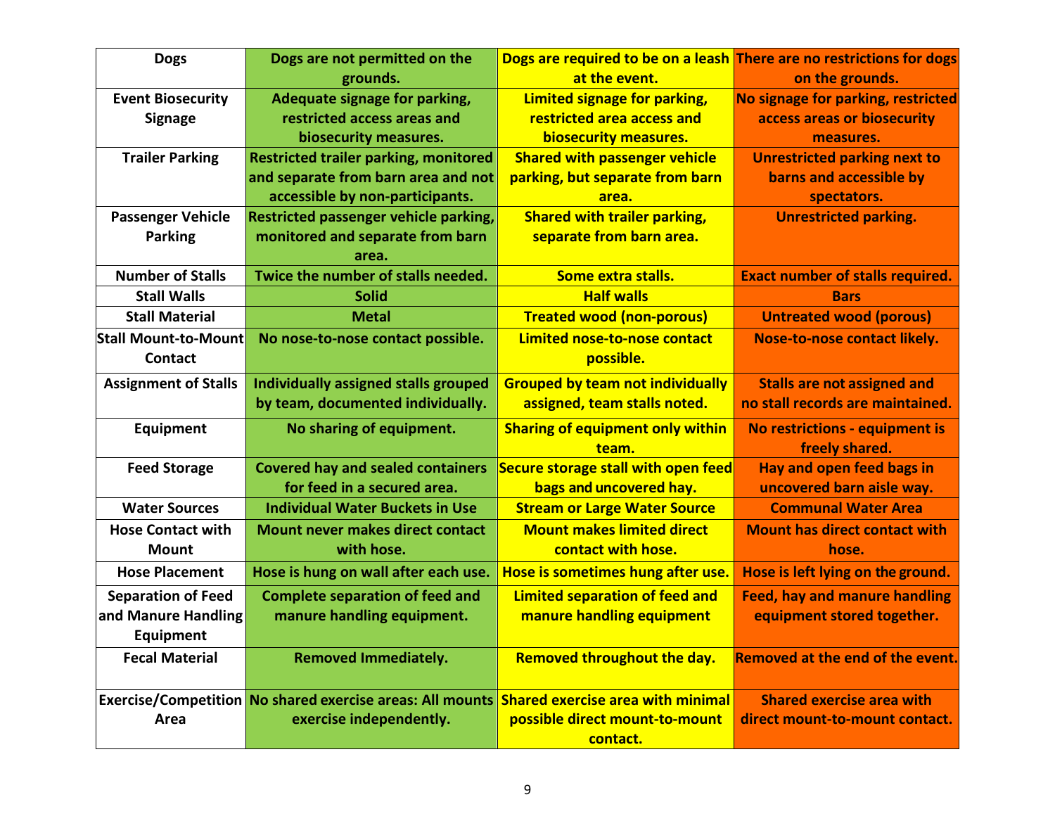| | | | |
|---|---|---|---|
| **Dogs** | Dogs are not permitted on the grounds. | Dogs are required to be on a leash at the event. | There are no restrictions for dogs on the grounds. |
| **Event Biosecurity Signage** | Adequate signage for parking, restricted access areas and biosecurity measures. | Limited signage for parking, restricted area access and biosecurity measures. | No signage for parking, restricted access areas or biosecurity measures. |
| **Trailer Parking** | Restricted trailer parking, monitored and separate from barn area and not accessible by non-participants. | Shared with passenger vehicle parking, but separate from barn area. | Unrestricted parking next to barns and accessible by spectators. |
| **Passenger Vehicle Parking** | Restricted passenger vehicle parking, monitored and separate from barn area. | Shared with trailer parking, separate from barn area. | Unrestricted parking. |
| **Number of Stalls** | Twice the number of stalls needed. | Some extra stalls. | Exact number of stalls required. |
| **Stall Walls** | Solid | Half walls | Bars |
| **Stall Material** | Metal | Treated wood (non-porous) | Untreated wood (porous) |
| **Stall Mount-to-Mount Contact** | No nose-to-nose contact possible. | Limited nose-to-nose contact possible. | Nose-to-nose contact likely. |
| **Assignment of Stalls** | Individually assigned stalls grouped by team, documented individually. | Grouped by team not individually assigned, team stalls noted. | Stalls are not assigned and no stall records are maintained. |
| **Equipment** | No sharing of equipment. | Sharing of equipment only within team. | No restrictions - equipment is freely shared. |
| **Feed Storage** | Covered hay and sealed containers for feed in a secured area. | Secure storage stall with open feed bags and uncovered hay. | Hay and open feed bags in uncovered barn aisle way. |
| **Water Sources** | Individual Water Buckets in Use | Stream or Large Water Source | Communal Water Area |
| **Hose Contact with Mount** | Mount never makes direct contact with hose. | Mount makes limited direct contact with hose. | Mount has direct contact with hose. |
| **Hose Placement** | Hose is hung on wall after each use. | Hose is sometimes hung after use. | Hose is left lying on the ground. |
| **Separation of Feed and Manure Handling Equipment** | Complete separation of feed and manure handling equipment. | Limited separation of feed and manure handling equipment | Feed, hay and manure handling equipment stored together. |
| **Fecal Material** | Removed Immediately. | Removed throughout the day. | Removed at the end of the event. |
| **Exercise/Competition Area** | No shared exercise areas: All mounts exercise independently. | Shared exercise area with minimal possible direct mount-to-mount contact. | Shared exercise area with direct mount-to-mount contact. |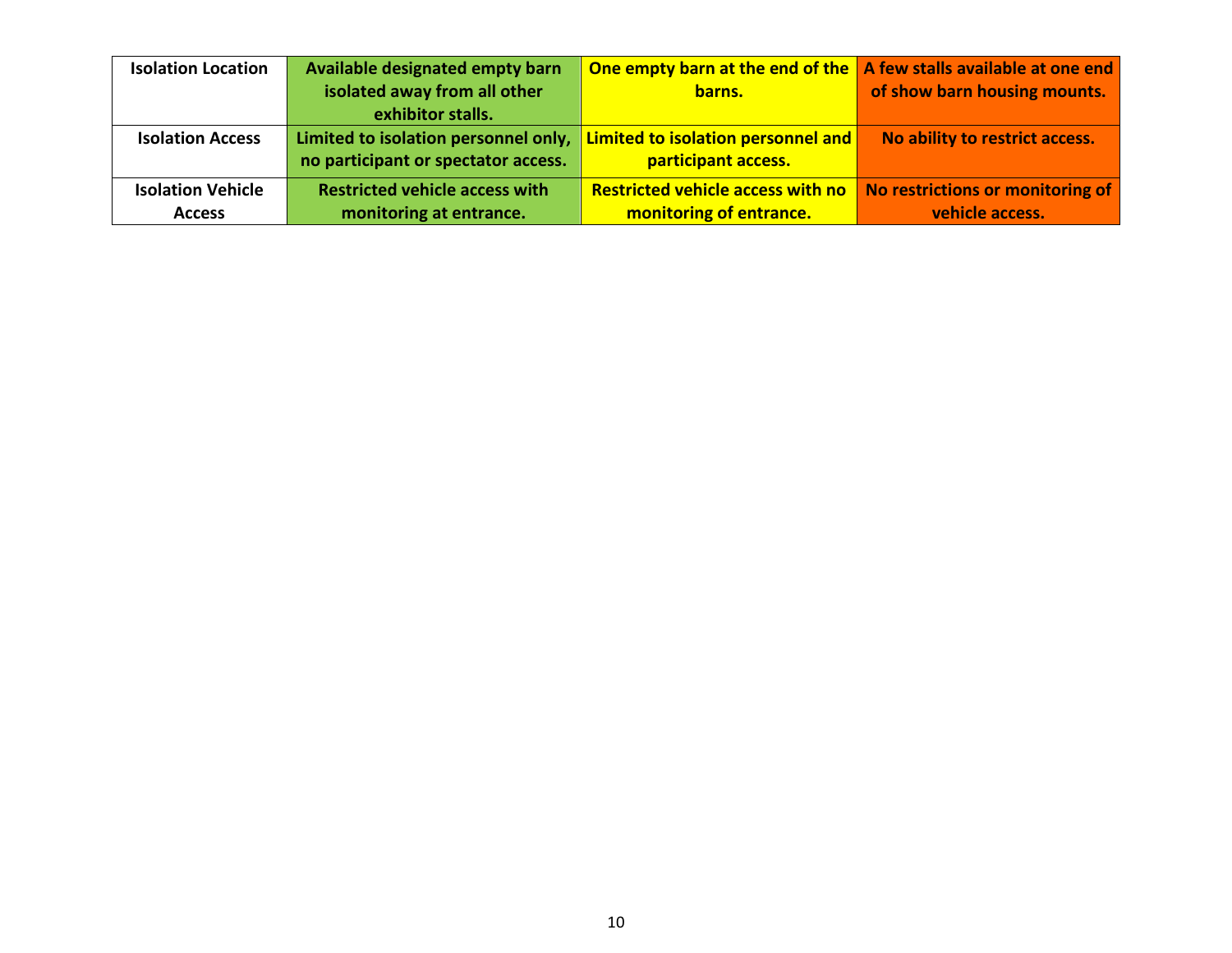| Isolation Location | Available designated empty barn isolated away from all other exhibitor stalls. | One empty barn at the end of the barns. | A few stalls available at one end of show barn housing mounts. |
|---|---|---|---|
| Isolation Access | Limited to isolation personnel only, no participant or spectator access. | Limited to isolation personnel and participant access. | No ability to restrict access. |
| Isolation Vehicle Access | Restricted vehicle access with monitoring at entrance. | Restricted vehicle access with no monitoring of entrance. | No restrictions or monitoring of vehicle access. |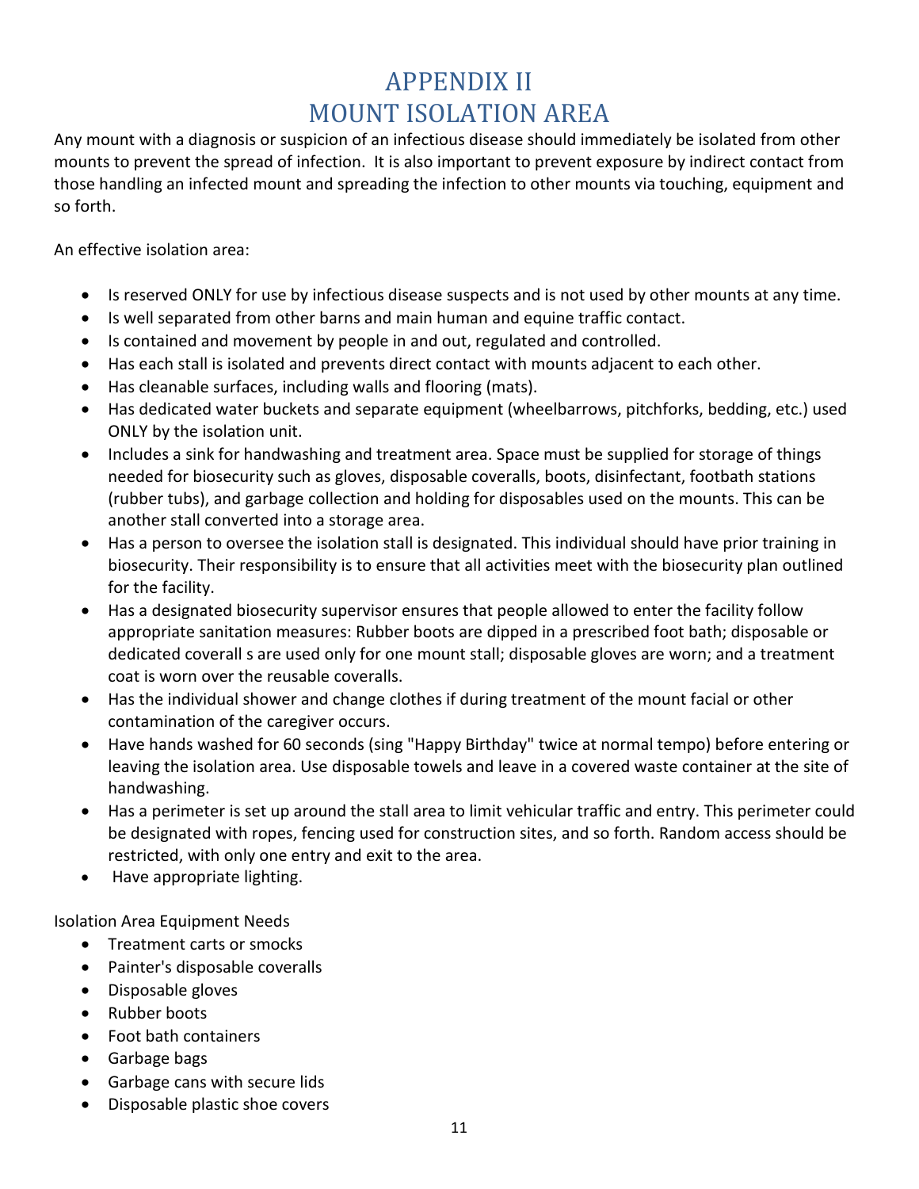# APPENDIX II
# MOUNT ISOLATION AREA

Any mount with a diagnosis or suspicion of an infectious disease should immediately be isolated from other mounts to prevent the spread of infection. It is also important to prevent exposure by indirect contact from those handling an infected mount and spreading the infection to other mounts via touching, equipment and so forth.

An effective isolation area:

- Is reserved ONLY for use by infectious disease suspects and is not used by other mounts at any time.
- Is well separated from other barns and main human and equine traffic contact.
- Is contained and movement by people in and out, regulated and controlled.
- Has each stall is isolated and prevents direct contact with mounts adjacent to each other.
- Has cleanable surfaces, including walls and flooring (mats).
- Has dedicated water buckets and separate equipment (wheelbarrows, pitchforks, bedding, etc.) used ONLY by the isolation unit.
- Includes a sink for handwashing and treatment area. Space must be supplied for storage of things needed for biosecurity such as gloves, disposable coveralls, boots, disinfectant, footbath stations (rubber tubs), and garbage collection and holding for disposables used on the mounts. This can be another stall converted into a storage area.
- Has a person to oversee the isolation stall is designated. This individual should have prior training in biosecurity. Their responsibility is to ensure that all activities meet with the biosecurity plan outlined for the facility.
- Has a designated biosecurity supervisor ensures that people allowed to enter the facility follow appropriate sanitation measures: Rubber boots are dipped in a prescribed foot bath; disposable or dedicated coverall s are used only for one mount stall; disposable gloves are worn; and a treatment coat is worn over the reusable coveralls.
- Has the individual shower and change clothes if during treatment of the mount facial or other contamination of the caregiver occurs.
- Have hands washed for 60 seconds (sing "Happy Birthday" twice at normal tempo) before entering or leaving the isolation area. Use disposable towels and leave in a covered waste container at the site of handwashing.
- Has a perimeter is set up around the stall area to limit vehicular traffic and entry. This perimeter could be designated with ropes, fencing used for construction sites, and so forth. Random access should be restricted, with only one entry and exit to the area.
- Have appropriate lighting.

Isolation Area Equipment Needs

- Treatment carts or smocks
- Painter's disposable coveralls
- Disposable gloves
- Rubber boots
- Foot bath containers
- Garbage bags
- Garbage cans with secure lids
- Disposable plastic shoe covers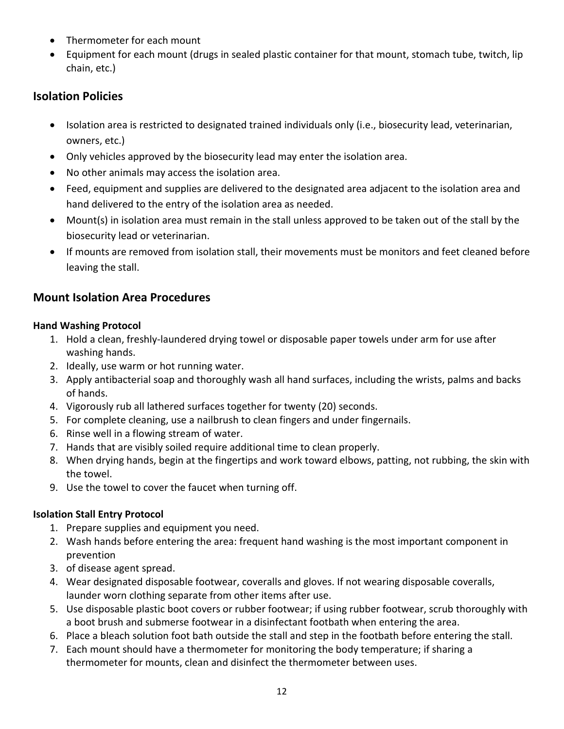- Thermometer for each mount
- Equipment for each mount (drugs in sealed plastic container for that mount, stomach tube, twitch, lip chain, etc.)

## Isolation Policies

- Isolation area is restricted to designated trained individuals only (i.e., biosecurity lead, veterinarian, owners, etc.)
- Only vehicles approved by the biosecurity lead may enter the isolation area.
- No other animals may access the isolation area.
- Feed, equipment and supplies are delivered to the designated area adjacent to the isolation area and hand delivered to the entry of the isolation area as needed.
- Mount(s) in isolation area must remain in the stall unless approved to be taken out of the stall by the biosecurity lead or veterinarian.
- If mounts are removed from isolation stall, their movements must be monitors and feet cleaned before leaving the stall.

## Mount Isolation Area Procedures

### Hand Washing Protocol

1. Hold a clean, freshly-laundered drying towel or disposable paper towels under arm for use after washing hands.
2. Ideally, use warm or hot running water.
3. Apply antibacterial soap and thoroughly wash all hand surfaces, including the wrists, palms and backs of hands.
4. Vigorously rub all lathered surfaces together for twenty (20) seconds.
5. For complete cleaning, use a nailbrush to clean fingers and under fingernails.
6. Rinse well in a flowing stream of water.
7. Hands that are visibly soiled require additional time to clean properly.
8. When drying hands, begin at the fingertips and work toward elbows, patting, not rubbing, the skin with the towel.
9. Use the towel to cover the faucet when turning off.

### Isolation Stall Entry Protocol

1. Prepare supplies and equipment you need.
2. Wash hands before entering the area: frequent hand washing is the most important component in prevention
3. of disease agent spread.
4. Wear designated disposable footwear, coveralls and gloves. If not wearing disposable coveralls, launder worn clothing separate from other items after use.
5. Use disposable plastic boot covers or rubber footwear; if using rubber footwear, scrub thoroughly with a boot brush and submerse footwear in a disinfectant footbath when entering the area.
6. Place a bleach solution foot bath outside the stall and step in the footbath before entering the stall.
7. Each mount should have a thermometer for monitoring the body temperature; if sharing a thermometer for mounts, clean and disinfect the thermometer between uses.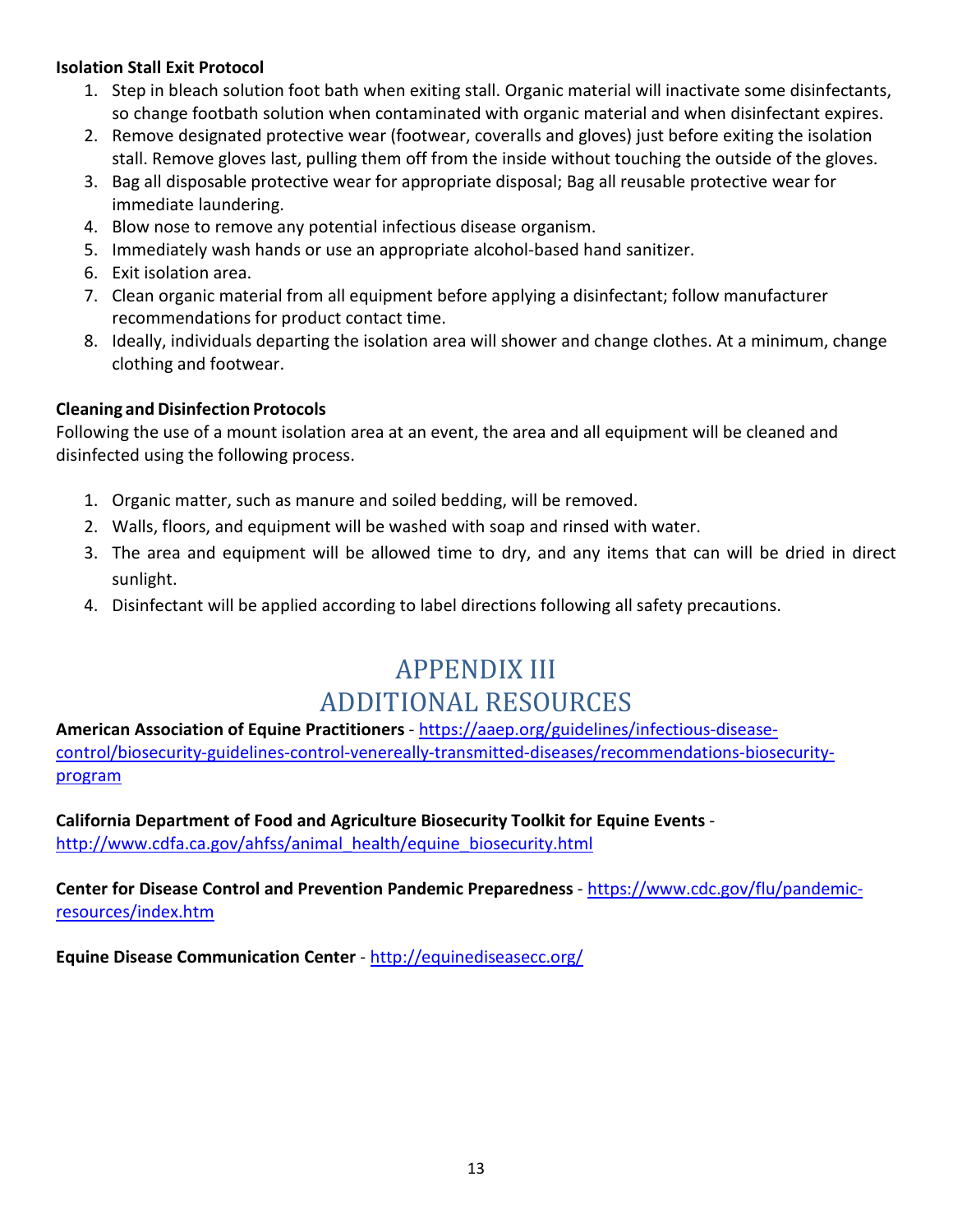**Isolation Stall Exit Protocol**

1. Step in bleach solution foot bath when exiting stall. Organic material will inactivate some disinfectants, so change footbath solution when contaminated with organic material and when disinfectant expires.
2. Remove designated protective wear (footwear, coveralls and gloves) just before exiting the isolation stall. Remove gloves last, pulling them off from the inside without touching the outside of the gloves.
3. Bag all disposable protective wear for appropriate disposal; Bag all reusable protective wear for immediate laundering.
4. Blow nose to remove any potential infectious disease organism.
5. Immediately wash hands or use an appropriate alcohol-based hand sanitizer.
6. Exit isolation area.
7. Clean organic material from all equipment before applying a disinfectant; follow manufacturer recommendations for product contact time.
8. Ideally, individuals departing the isolation area will shower and change clothes. At a minimum, change clothing and footwear.

**Cleaning and Disinfection Protocols**

Following the use of a mount isolation area at an event, the area and all equipment will be cleaned and disinfected using the following process.

1. Organic matter, such as manure and soiled bedding, will be removed.
2. Walls, floors, and equipment will be washed with soap and rinsed with water.
3. The area and equipment will be allowed time to dry, and any items that can will be dried in direct sunlight.
4. Disinfectant will be applied according to label directions following all safety precautions.

# APPENDIX III
# ADDITIONAL RESOURCES

**American Association of Equine Practitioners** - https://aaep.org/guidelines/infectious-disease-control/biosecurity-guidelines-control-venereally-transmitted-diseases/recommendations-biosecurity-program

**California Department of Food and Agriculture Biosecurity Toolkit for Equine Events** - http://www.cdfa.ca.gov/ahfss/animal_health/equine_biosecurity.html

**Center for Disease Control and Prevention Pandemic Preparedness** - https://www.cdc.gov/flu/pandemic-resources/index.htm

**Equine Disease Communication Center** - http://equinediseasecc.org/